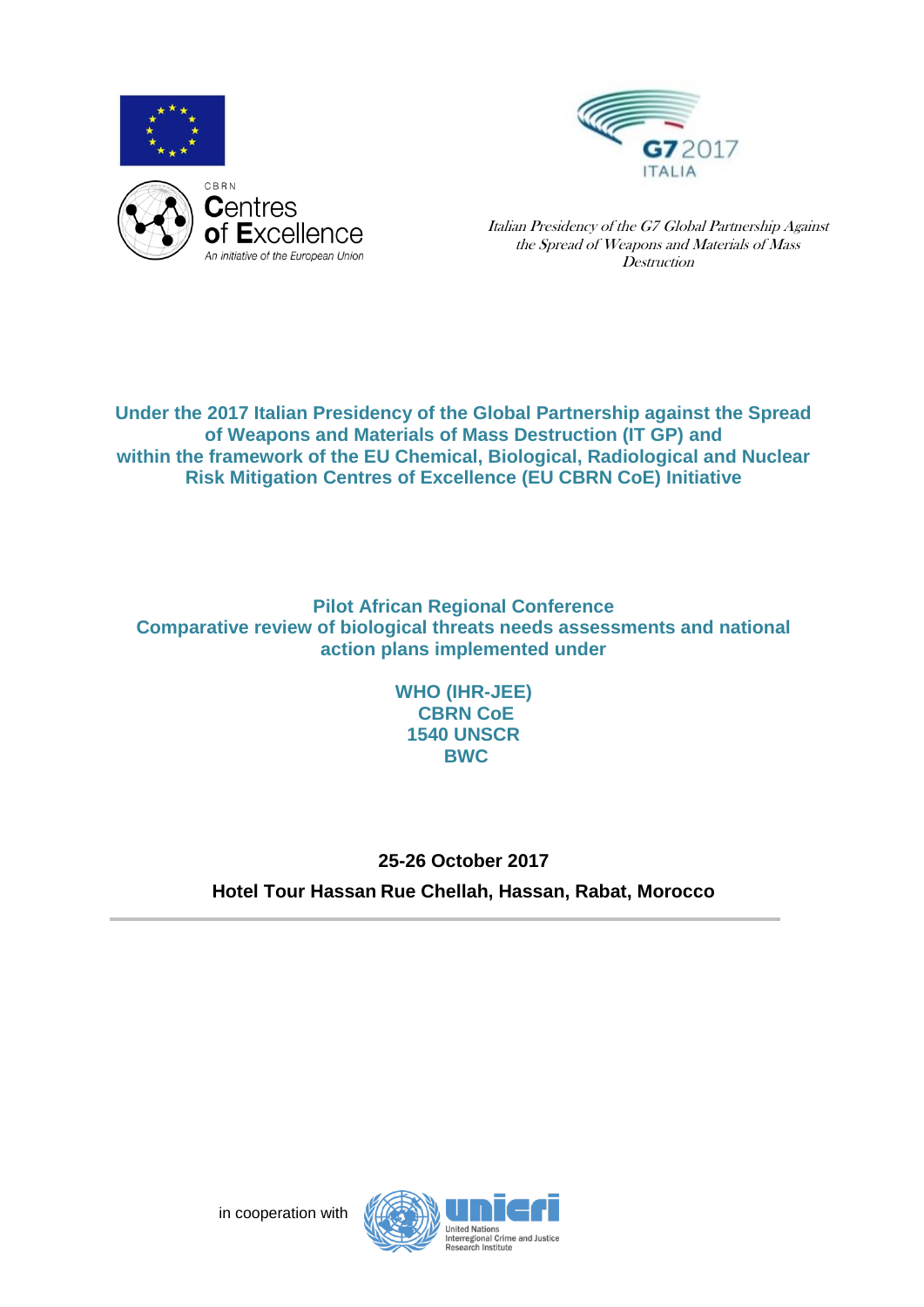CBRN
Centres
of Excellence
*An initiative of the European Union*

G7 2017
ITALIA

*Italian Presidency of the G7 Global Partnership Against the Spread of Weapons and Materials of Mass Destruction*

**Under the 2017 Italian Presidency of the Global Partnership against the Spread of Weapons and Materials of Mass Destruction (IT GP) and within the framework of the EU Chemical, Biological, Radiological and Nuclear Risk Mitigation Centres of Excellence (EU CBRN CoE) Initiative**

# Pilot African Regional Conference
# Comparative review of biological threats needs assessments and national action plans implemented under

**WHO (IHR-JEE)**
**CBRN CoE**
**1540 UNSCR**
**BWC**

**25-26 October 2017**

**Hotel Tour Hassan Rue Chellah, Hassan, Rabat, Morocco**

---

in cooperation with

unicri
United Nations
Interregional Crime and Justice
Research Institute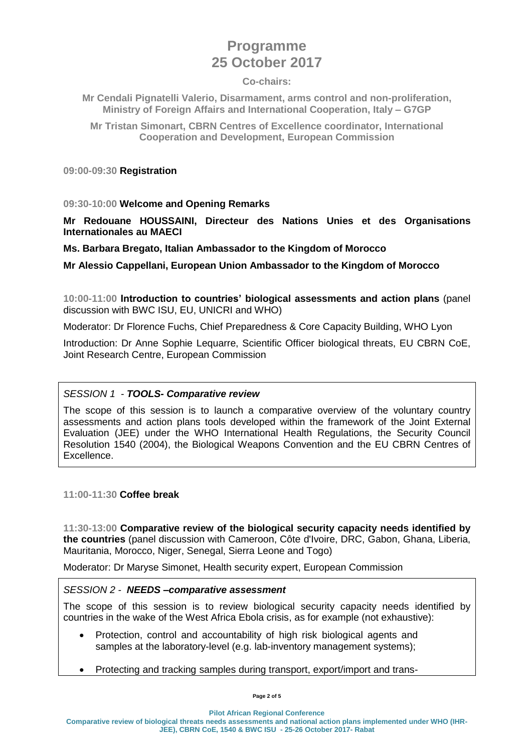# Programme
# 25 October 2017

**Co-chairs:**

**Mr Cendali Pignatelli Valerio, Disarmament, arms control and non-proliferation, Ministry of Foreign Affairs and International Cooperation, Italy – G7GP**

**Mr Tristan Simonart, CBRN Centres of Excellence coordinator, International Cooperation and Development, European Commission**

09:00-09:30 **Registration**

09:30-10:00 **Welcome and Opening Remarks**

**Mr Redouane HOUSSAINI, Directeur des Nations Unies et des Organisations Internationales au MAECI**

**Ms. Barbara Bregato, Italian Ambassador to the Kingdom of Morocco**

**Mr Alessio Cappellani, European Union Ambassador to the Kingdom of Morocco**

10:00-11:00 **Introduction to countries' biological assessments and action plans** (panel discussion with BWC ISU, EU, UNICRI and WHO)

Moderator: Dr Florence Fuchs, Chief Preparedness & Core Capacity Building, WHO Lyon

Introduction: Dr Anne Sophie Lequarre, Scientific Officer biological threats, EU CBRN CoE, Joint Research Centre, European Commission

*SESSION 1 - **TOOLS- Comparative review***

The scope of this session is to launch a comparative overview of the voluntary country assessments and action plans tools developed within the framework of the Joint External Evaluation (JEE) under the WHO International Health Regulations, the Security Council Resolution 1540 (2004), the Biological Weapons Convention and the EU CBRN Centres of Excellence.

11:00-11:30 **Coffee break**

11:30-13:00 **Comparative review of the biological security capacity needs identified by the countries** (panel discussion with Cameroon, Côte d'Ivoire, DRC, Gabon, Ghana, Liberia, Mauritania, Morocco, Niger, Senegal, Sierra Leone and Togo)

Moderator: Dr Maryse Simonet, Health security expert, European Commission

*SESSION 2 - **NEEDS –comparative assessment***

The scope of this session is to review biological security capacity needs identified by countries in the wake of the West Africa Ebola crisis, as for example (not exhaustive):

- Protection, control and accountability of high risk biological agents and samples at the laboratory-level (e.g. lab-inventory management systems);
- Protecting and tracking samples during transport, export/import and trans-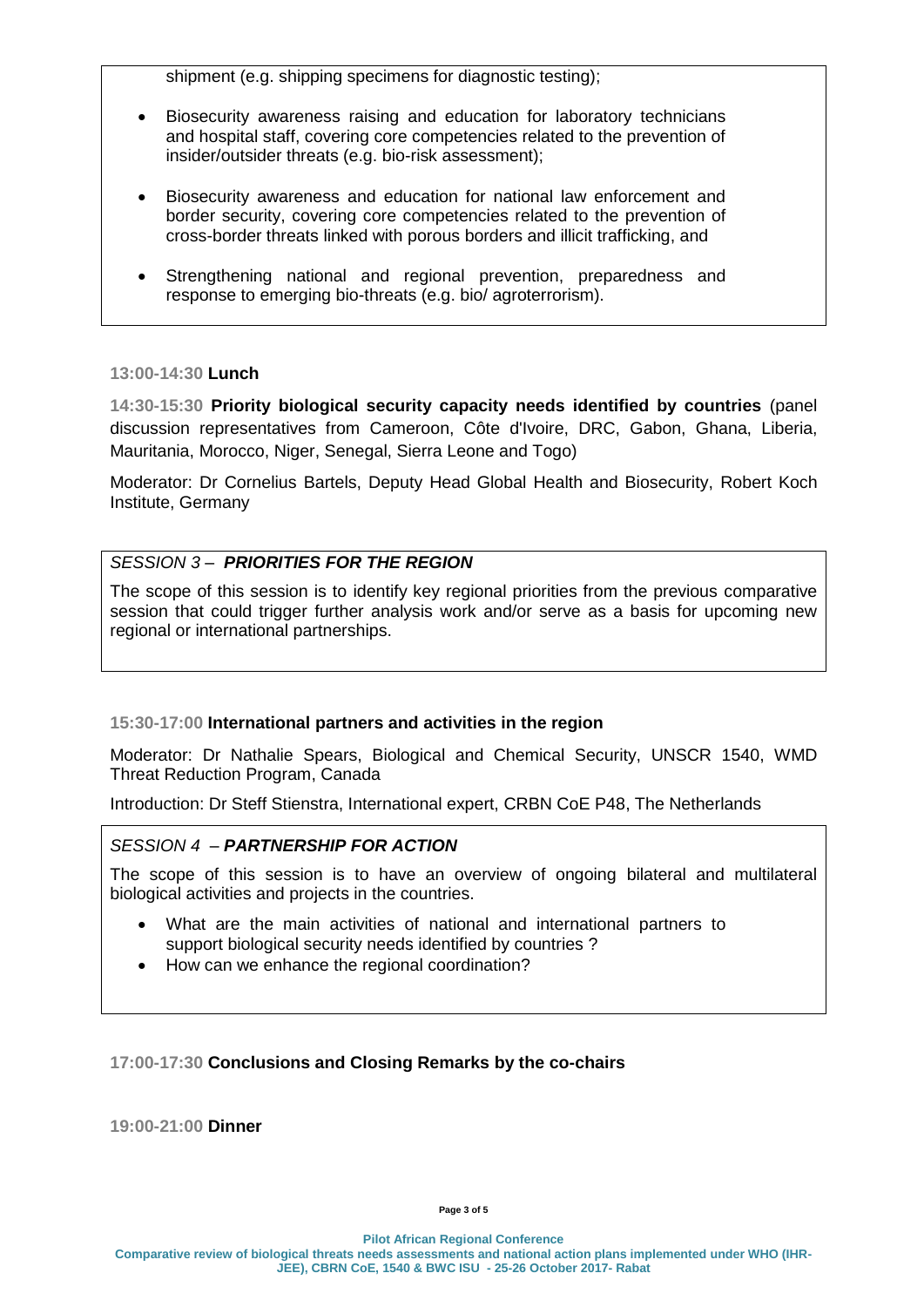shipment (e.g. shipping specimens for diagnostic testing);

- Biosecurity awareness raising and education for laboratory technicians and hospital staff, covering core competencies related to the prevention of insider/outsider threats (e.g. bio-risk assessment);
- Biosecurity awareness and education for national law enforcement and border security, covering core competencies related to the prevention of cross-border threats linked with porous borders and illicit trafficking, and
- Strengthening national and regional prevention, preparedness and response to emerging bio-threats (e.g. bio/ agroterrorism).

**13:00-14:30 Lunch**

**14:30-15:30 Priority biological security capacity needs identified by countries** (panel discussion representatives from Cameroon, Côte d'Ivoire, DRC, Gabon, Ghana, Liberia, Mauritania, Morocco, Niger, Senegal, Sierra Leone and Togo)

Moderator: Dr Cornelius Bartels, Deputy Head Global Health and Biosecurity, Robert Koch Institute, Germany

*SESSION 3 – **PRIORITIES FOR THE REGION***

The scope of this session is to identify key regional priorities from the previous comparative session that could trigger further analysis work and/or serve as a basis for upcoming new regional or international partnerships.

**15:30-17:00 International partners and activities in the region**

Moderator: Dr Nathalie Spears, Biological and Chemical Security, UNSCR 1540, WMD Threat Reduction Program, Canada

Introduction: Dr Steff Stienstra, International expert, CRBN CoE P48, The Netherlands

*SESSION 4 – **PARTNERSHIP FOR ACTION***

The scope of this session is to have an overview of ongoing bilateral and multilateral biological activities and projects in the countries.

- What are the main activities of national and international partners to support biological security needs identified by countries ?
- How can we enhance the regional coordination?

**17:00-17:30 Conclusions and Closing Remarks by the co-chairs**

**19:00-21:00 Dinner**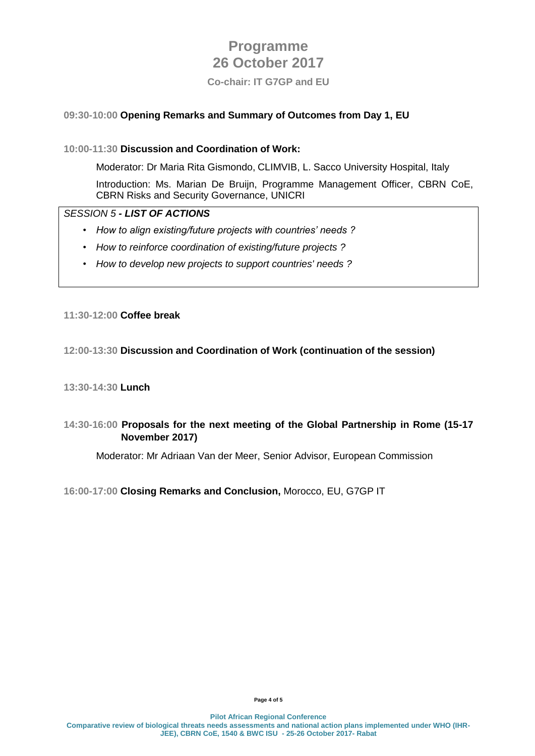# Programme
# 26 October 2017

**Co-chair: IT G7GP and EU**

**09:30-10:00 Opening Remarks and Summary of Outcomes from Day 1, EU**

**10:00-11:30 Discussion and Coordination of Work:**

Moderator: Dr Maria Rita Gismondo, CLIMVIB, L. Sacco University Hospital, Italy

Introduction: Ms. Marian De Bruijn, Programme Management Officer, CBRN CoE, CBRN Risks and Security Governance, UNICRI

*SESSION 5* ***- LIST OF ACTIONS***

- *How to align existing/future projects with countries' needs ?*
- *How to reinforce coordination of existing/future projects ?*
- *How to develop new projects to support countries' needs ?*

**11:30-12:00 Coffee break**

**12:00-13:30 Discussion and Coordination of Work (continuation of the session)**

**13:30-14:30 Lunch**

**14:30-16:00 Proposals for the next meeting of the Global Partnership in Rome (15-17 November 2017)**

Moderator: Mr Adriaan Van der Meer, Senior Advisor, European Commission

**16:00-17:00 Closing Remarks and Conclusion,** Morocco, EU, G7GP IT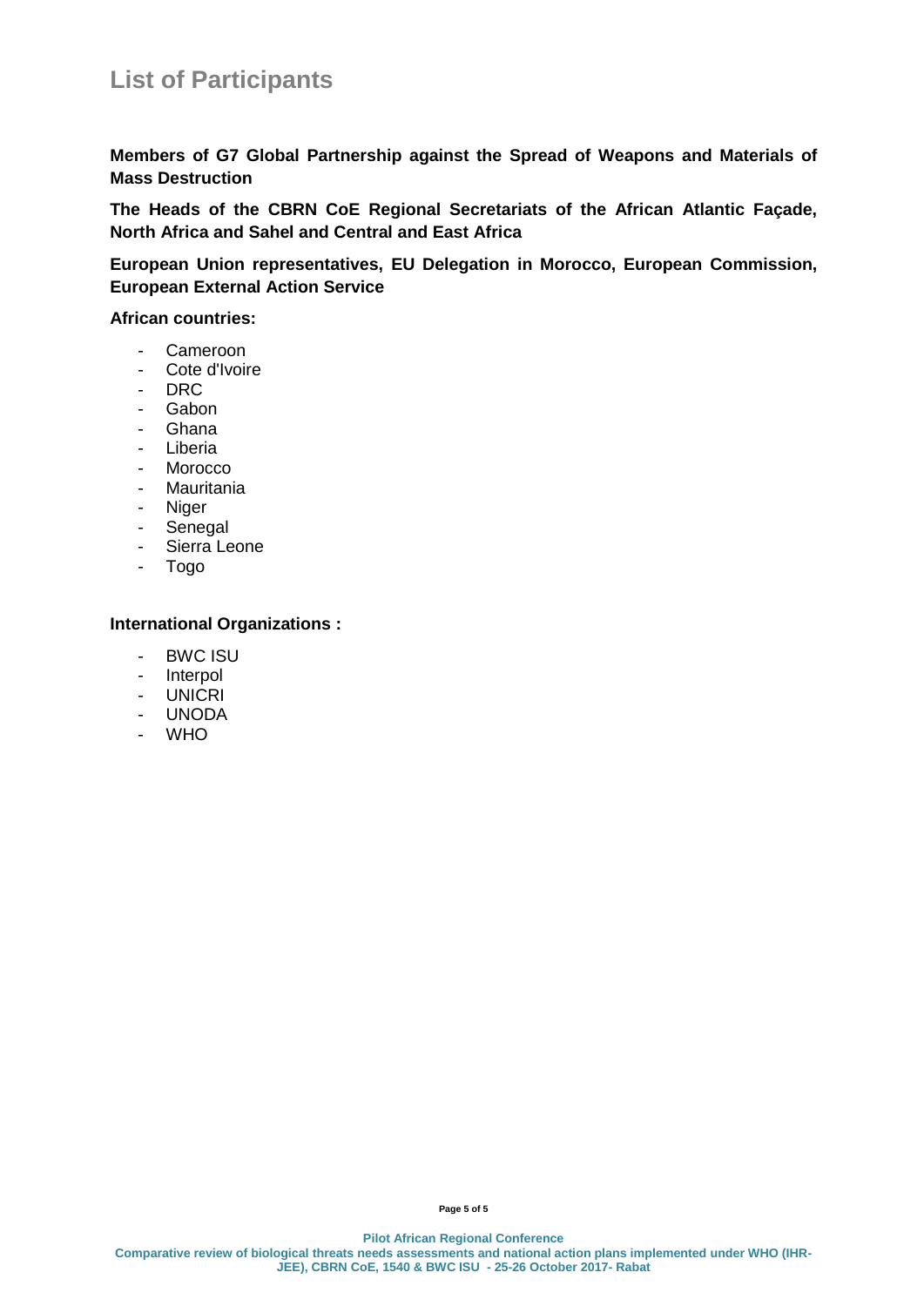## List of Participants

**Members of G7 Global Partnership against the Spread of Weapons and Materials of Mass Destruction**

**The Heads of the CBRN CoE Regional Secretariats of the African Atlantic Façade, North Africa and Sahel and Central and East Africa**

**European Union representatives, EU Delegation in Morocco, European Commission, European External Action Service**

**African countries:**

- Cameroon
- Cote d'Ivoire
- DRC
- Gabon
- Ghana
- Liberia
- Morocco
- Mauritania
- Niger
- Senegal
- Sierra Leone
- Togo

**International Organizations :**

- BWC ISU
- Interpol
- UNICRI
- UNODA
- WHO